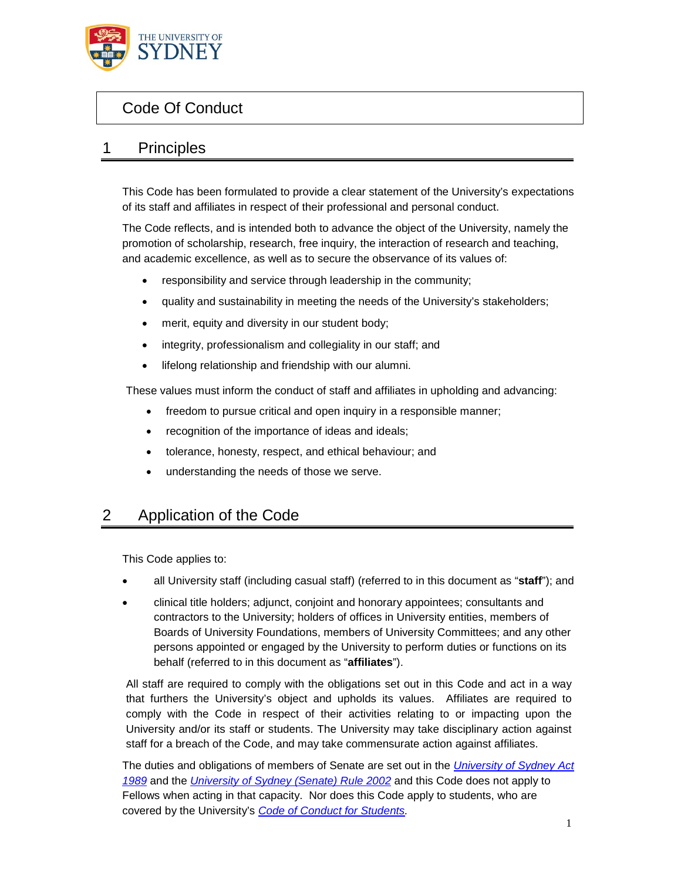# Code Of Conduct

## 1 Principles

This Code has been formulated to provide a clear statement of the University's expectations of its staff and affiliates in respect of their professional and personal conduct.

The Code reflects, and is intended both to advance the object of the University, namely the promotion of scholarship, research, free inquiry, the interaction of research and teaching, and academic excellence, as well as to secure the observance of its values of:

- responsibility and service through leadership in the community;
- quality and sustainability in meeting the needs of the University's stakeholders;
- merit, equity and diversity in our student body;
- integrity, professionalism and collegiality in our staff; and
- lifelong relationship and friendship with our alumni.

These values must inform the conduct of staff and affiliates in upholding and advancing:

- freedom to pursue critical and open inquiry in a responsible manner;
- recognition of the importance of ideas and ideals;
- tolerance, honesty, respect, and ethical behaviour; and
- understanding the needs of those we serve.

## 2 Application of the Code

This Code applies to:

- all University staff (including casual staff) (referred to in this document as "**staff**"); and
- clinical title holders; adjunct, conjoint and honorary appointees; consultants and contractors to the University; holders of offices in University entities, members of Boards of University Foundations, members of University Committees; and any other persons appointed or engaged by the University to perform duties or functions on its behalf (referred to in this document as "**affiliates**").

All staff are required to comply with the obligations set out in this Code and act in a way that furthers the University's object and upholds its values. Affiliates are required to comply with the Code in respect of their activities relating to or impacting upon the University and/or its staff or students. The University may take disciplinary action against staff for a breach of the Code, and may take commensurate action against affiliates.

The duties and obligations of members of Senate are set out in the *University of Sydney Act 1989* and the *University of Sydney (Senate) Rule 2002* and this Code does not apply to Fellows when acting in that capacity. Nor does this Code apply to students, who are covered by the University's *Code of Conduct for Students*.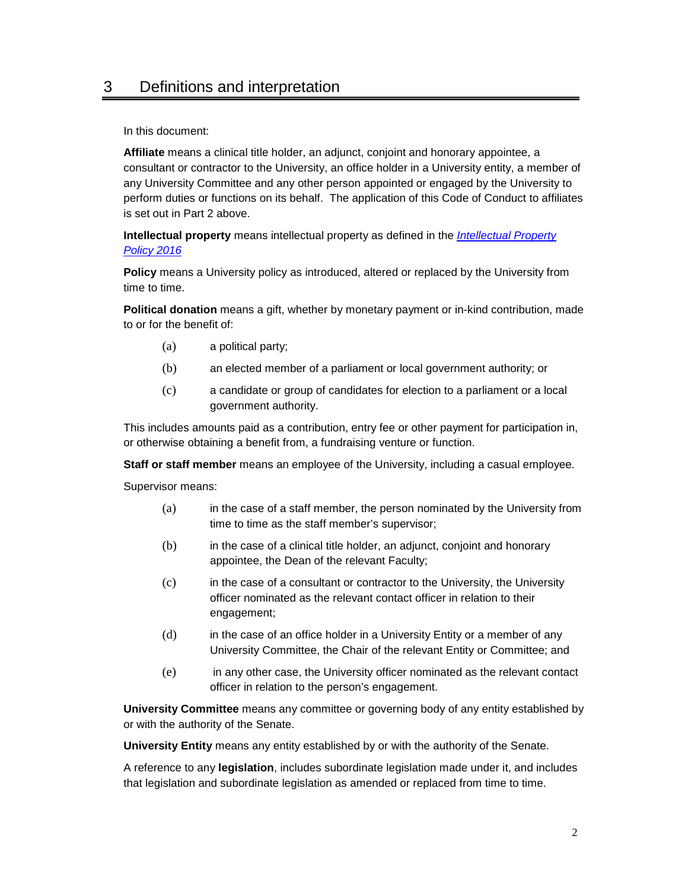## 3 Definitions and interpretation

In this document:

**Affiliate** means a clinical title holder, an adjunct, conjoint and honorary appointee, a consultant or contractor to the University, an office holder in a University entity, a member of any University Committee and any other person appointed or engaged by the University to perform duties or functions on its behalf. The application of this Code of Conduct to affiliates is set out in Part 2 above.

**Intellectual property** means intellectual property as defined in the *Intellectual Property Policy 2016*

**Policy** means a University policy as introduced, altered or replaced by the University from time to time.

**Political donation** means a gift, whether by monetary payment or in-kind contribution, made to or for the benefit of:

(a) a political party;

(b) an elected member of a parliament or local government authority; or

(c) a candidate or group of candidates for election to a parliament or a local government authority.

This includes amounts paid as a contribution, entry fee or other payment for participation in, or otherwise obtaining a benefit from, a fundraising venture or function.

**Staff or staff member** means an employee of the University, including a casual employee.

Supervisor means:

(a) in the case of a staff member, the person nominated by the University from time to time as the staff member's supervisor;

(b) in the case of a clinical title holder, an adjunct, conjoint and honorary appointee, the Dean of the relevant Faculty;

(c) in the case of a consultant or contractor to the University, the University officer nominated as the relevant contact officer in relation to their engagement;

(d) in the case of an office holder in a University Entity or a member of any University Committee, the Chair of the relevant Entity or Committee; and

(e) in any other case, the University officer nominated as the relevant contact officer in relation to the person's engagement.

**University Committee** means any committee or governing body of any entity established by or with the authority of the Senate.

**University Entity** means any entity established by or with the authority of the Senate.

A reference to any **legislation**, includes subordinate legislation made under it, and includes that legislation and subordinate legislation as amended or replaced from time to time.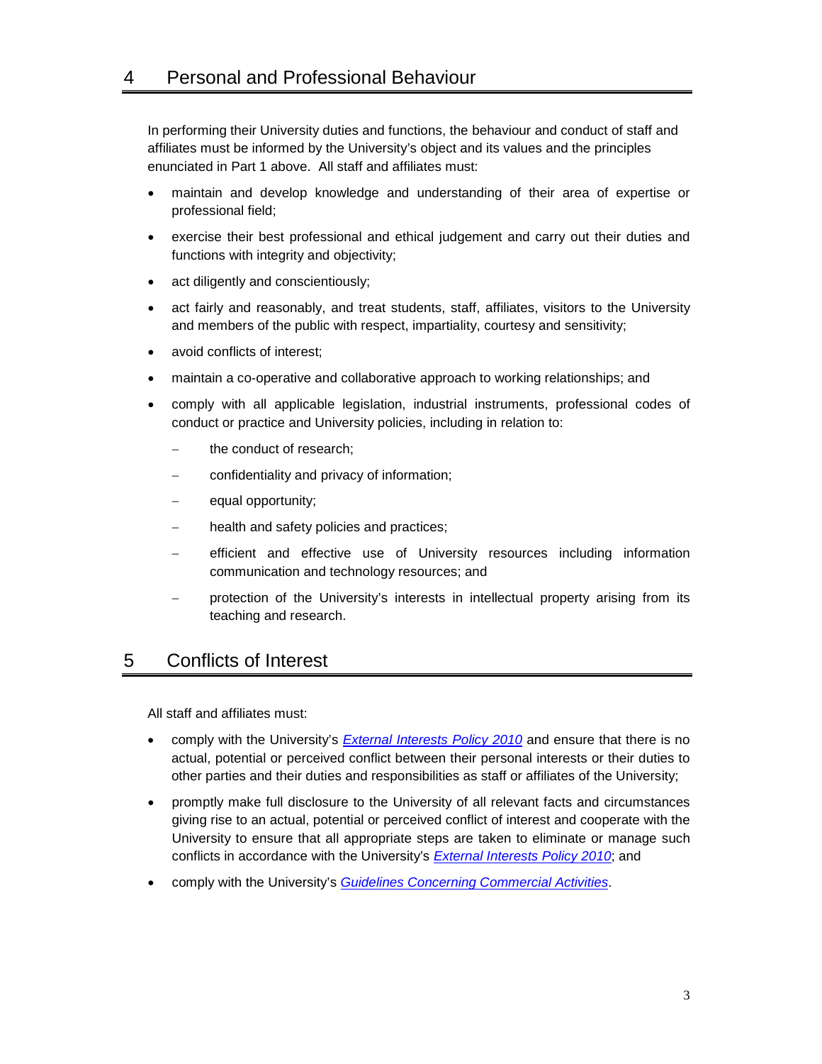## 4 Personal and Professional Behaviour

In performing their University duties and functions, the behaviour and conduct of staff and affiliates must be informed by the University's object and its values and the principles enunciated in Part 1 above. All staff and affiliates must:

- maintain and develop knowledge and understanding of their area of expertise or professional field;
- exercise their best professional and ethical judgement and carry out their duties and functions with integrity and objectivity;
- act diligently and conscientiously;
- act fairly and reasonably, and treat students, staff, affiliates, visitors to the University and members of the public with respect, impartiality, courtesy and sensitivity;
- avoid conflicts of interest;
- maintain a co-operative and collaborative approach to working relationships; and
- comply with all applicable legislation, industrial instruments, professional codes of conduct or practice and University policies, including in relation to:
  - the conduct of research;
  - confidentiality and privacy of information;
  - equal opportunity;
  - health and safety policies and practices;
  - efficient and effective use of University resources including information communication and technology resources; and
  - protection of the University's interests in intellectual property arising from its teaching and research.

## 5 Conflicts of Interest

All staff and affiliates must:

- comply with the University's *External Interests Policy 2010* and ensure that there is no actual, potential or perceived conflict between their personal interests or their duties to other parties and their duties and responsibilities as staff or affiliates of the University;
- promptly make full disclosure to the University of all relevant facts and circumstances giving rise to an actual, potential or perceived conflict of interest and cooperate with the University to ensure that all appropriate steps are taken to eliminate or manage such conflicts in accordance with the University's *External Interests Policy 2010*; and
- comply with the University's *Guidelines Concerning Commercial Activities*.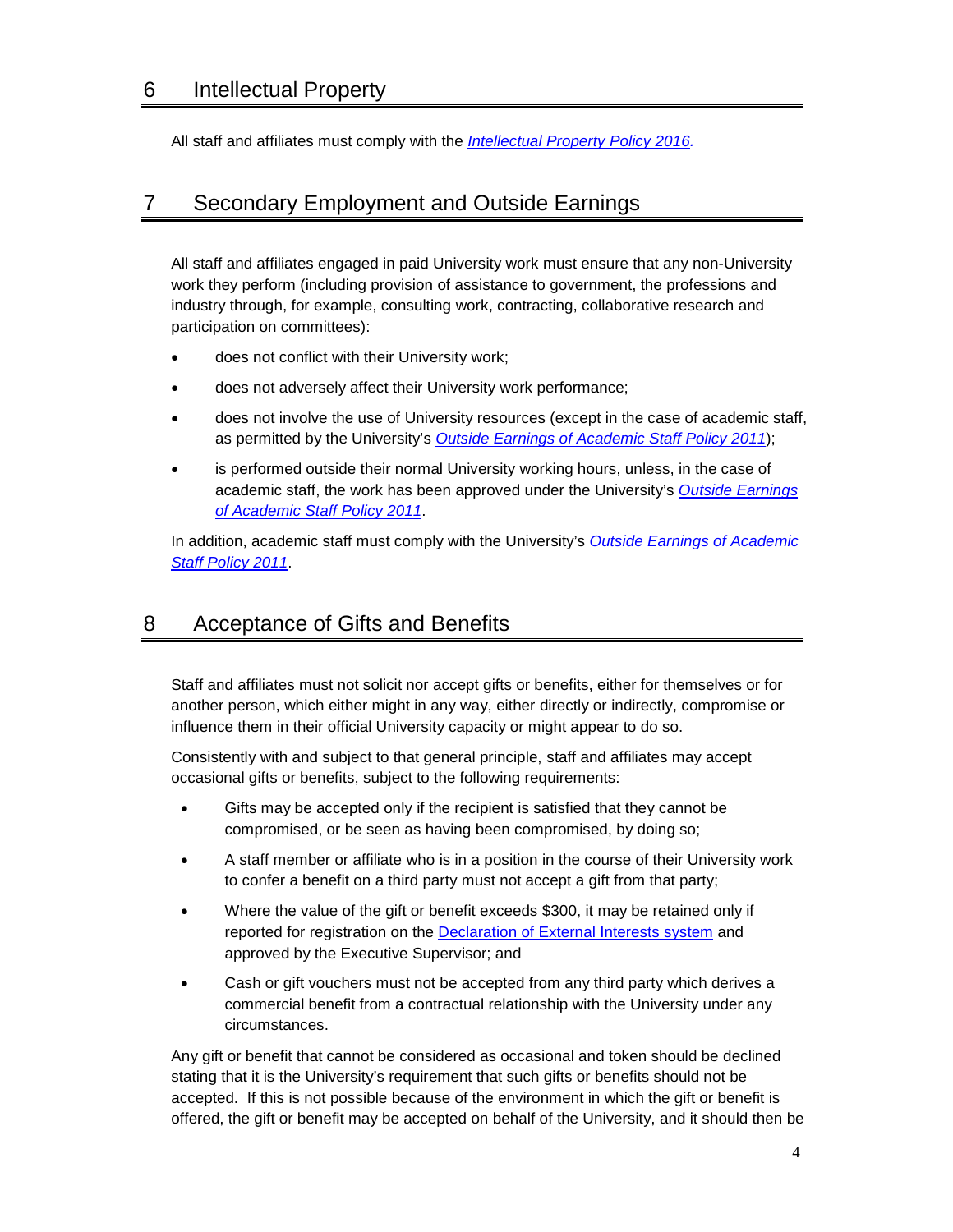## 6 Intellectual Property

All staff and affiliates must comply with the *Intellectual Property Policy 2016.*

## 7 Secondary Employment and Outside Earnings

All staff and affiliates engaged in paid University work must ensure that any non-University work they perform (including provision of assistance to government, the professions and industry through, for example, consulting work, contracting, collaborative research and participation on committees):

- does not conflict with their University work;
- does not adversely affect their University work performance;
- does not involve the use of University resources (except in the case of academic staff, as permitted by the University's *Outside Earnings of Academic Staff Policy 2011*);
- is performed outside their normal University working hours, unless, in the case of academic staff, the work has been approved under the University's *Outside Earnings of Academic Staff Policy 2011*.

In addition, academic staff must comply with the University's *Outside Earnings of Academic Staff Policy 2011*.

## 8 Acceptance of Gifts and Benefits

Staff and affiliates must not solicit nor accept gifts or benefits, either for themselves or for another person, which either might in any way, either directly or indirectly, compromise or influence them in their official University capacity or might appear to do so.

Consistently with and subject to that general principle, staff and affiliates may accept occasional gifts or benefits, subject to the following requirements:

- Gifts may be accepted only if the recipient is satisfied that they cannot be compromised, or be seen as having been compromised, by doing so;
- A staff member or affiliate who is in a position in the course of their University work to confer a benefit on a third party must not accept a gift from that party;
- Where the value of the gift or benefit exceeds $300, it may be retained only if reported for registration on the Declaration of External Interests system and approved by the Executive Supervisor; and
- Cash or gift vouchers must not be accepted from any third party which derives a commercial benefit from a contractual relationship with the University under any circumstances.

Any gift or benefit that cannot be considered as occasional and token should be declined stating that it is the University's requirement that such gifts or benefits should not be accepted. If this is not possible because of the environment in which the gift or benefit is offered, the gift or benefit may be accepted on behalf of the University, and it should then be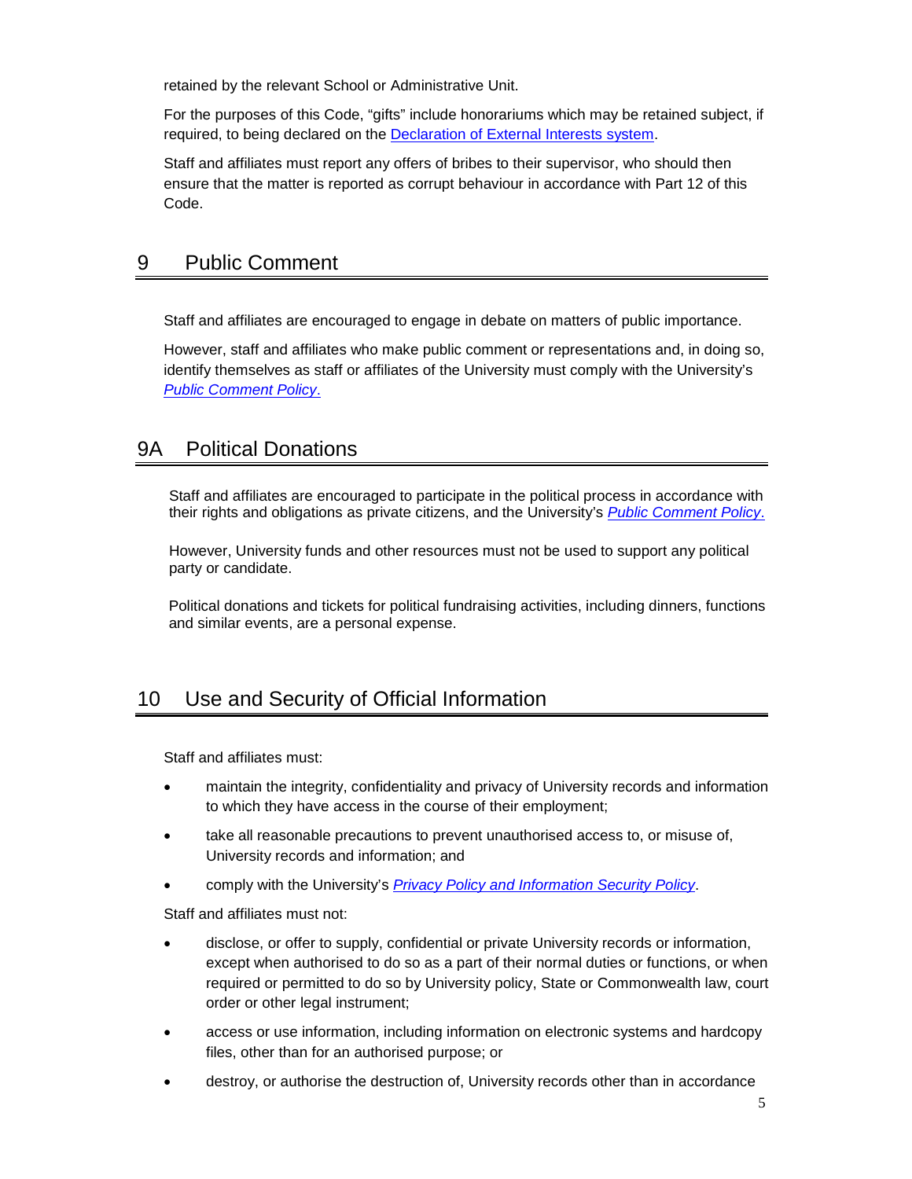retained by the relevant School or Administrative Unit.

For the purposes of this Code, "gifts" include honorariums which may be retained subject, if required, to being declared on the Declaration of External Interests system.

Staff and affiliates must report any offers of bribes to their supervisor, who should then ensure that the matter is reported as corrupt behaviour in accordance with Part 12 of this Code.

## 9 Public Comment

Staff and affiliates are encouraged to engage in debate on matters of public importance.

However, staff and affiliates who make public comment or representations and, in doing so, identify themselves as staff or affiliates of the University must comply with the University's *Public Comment Policy*.

## 9A Political Donations

Staff and affiliates are encouraged to participate in the political process in accordance with their rights and obligations as private citizens, and the University's *Public Comment Policy*.

However, University funds and other resources must not be used to support any political party or candidate.

Political donations and tickets for political fundraising activities, including dinners, functions and similar events, are a personal expense.

## 10 Use and Security of Official Information

Staff and affiliates must:

- maintain the integrity, confidentiality and privacy of University records and information to which they have access in the course of their employment;
- take all reasonable precautions to prevent unauthorised access to, or misuse of, University records and information; and
- comply with the University's *Privacy Policy and Information Security Policy*.

Staff and affiliates must not:

- disclose, or offer to supply, confidential or private University records or information, except when authorised to do so as a part of their normal duties or functions, or when required or permitted to do so by University policy, State or Commonwealth law, court order or other legal instrument;
- access or use information, including information on electronic systems and hardcopy files, other than for an authorised purpose; or
- destroy, or authorise the destruction of, University records other than in accordance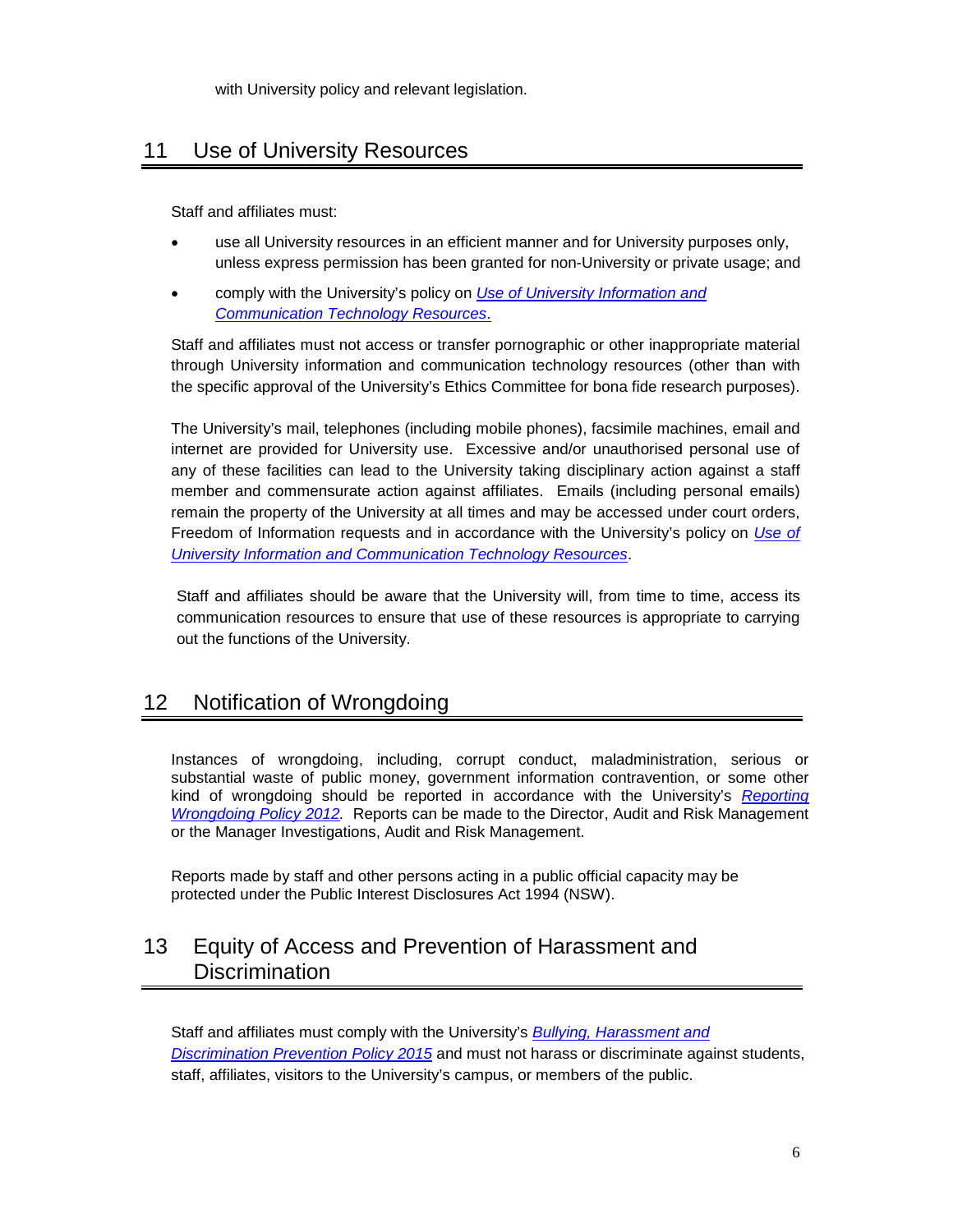with University policy and relevant legislation.

## 11 Use of University Resources

Staff and affiliates must:

- use all University resources in an efficient manner and for University purposes only, unless express permission has been granted for non-University or private usage; and
- comply with the University's policy on *Use of University Information and Communication Technology Resources*.

Staff and affiliates must not access or transfer pornographic or other inappropriate material through University information and communication technology resources (other than with the specific approval of the University's Ethics Committee for bona fide research purposes).

The University's mail, telephones (including mobile phones), facsimile machines, email and internet are provided for University use. Excessive and/or unauthorised personal use of any of these facilities can lead to the University taking disciplinary action against a staff member and commensurate action against affiliates. Emails (including personal emails) remain the property of the University at all times and may be accessed under court orders, Freedom of Information requests and in accordance with the University's policy on *Use of University Information and Communication Technology Resources*.

Staff and affiliates should be aware that the University will, from time to time, access its communication resources to ensure that use of these resources is appropriate to carrying out the functions of the University.

## 12 Notification of Wrongdoing

Instances of wrongdoing, including, corrupt conduct, maladministration, serious or substantial waste of public money, government information contravention, or some other kind of wrongdoing should be reported in accordance with the University's *Reporting Wrongdoing Policy 2012*. Reports can be made to the Director, Audit and Risk Management or the Manager Investigations, Audit and Risk Management.

Reports made by staff and other persons acting in a public official capacity may be protected under the Public Interest Disclosures Act 1994 (NSW).

## 13 Equity of Access and Prevention of Harassment and Discrimination

Staff and affiliates must comply with the University's *Bullying, Harassment and Discrimination Prevention Policy 2015* and must not harass or discriminate against students, staff, affiliates, visitors to the University's campus, or members of the public.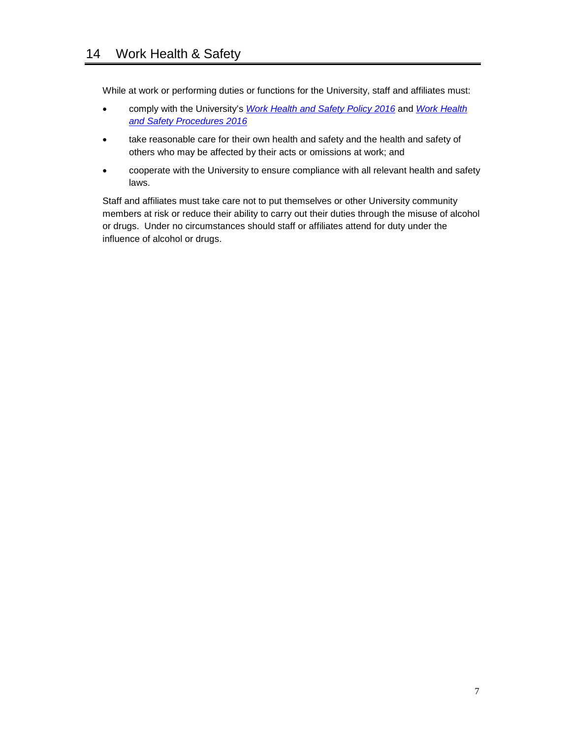# 14 Work Health & Safety

While at work or performing duties or functions for the University, staff and affiliates must:

- comply with the University's *Work Health and Safety Policy 2016* and *Work Health and Safety Procedures 2016*
- take reasonable care for their own health and safety and the health and safety of others who may be affected by their acts or omissions at work; and
- cooperate with the University to ensure compliance with all relevant health and safety laws.

Staff and affiliates must take care not to put themselves or other University community members at risk or reduce their ability to carry out their duties through the misuse of alcohol or drugs. Under no circumstances should staff or affiliates attend for duty under the influence of alcohol or drugs.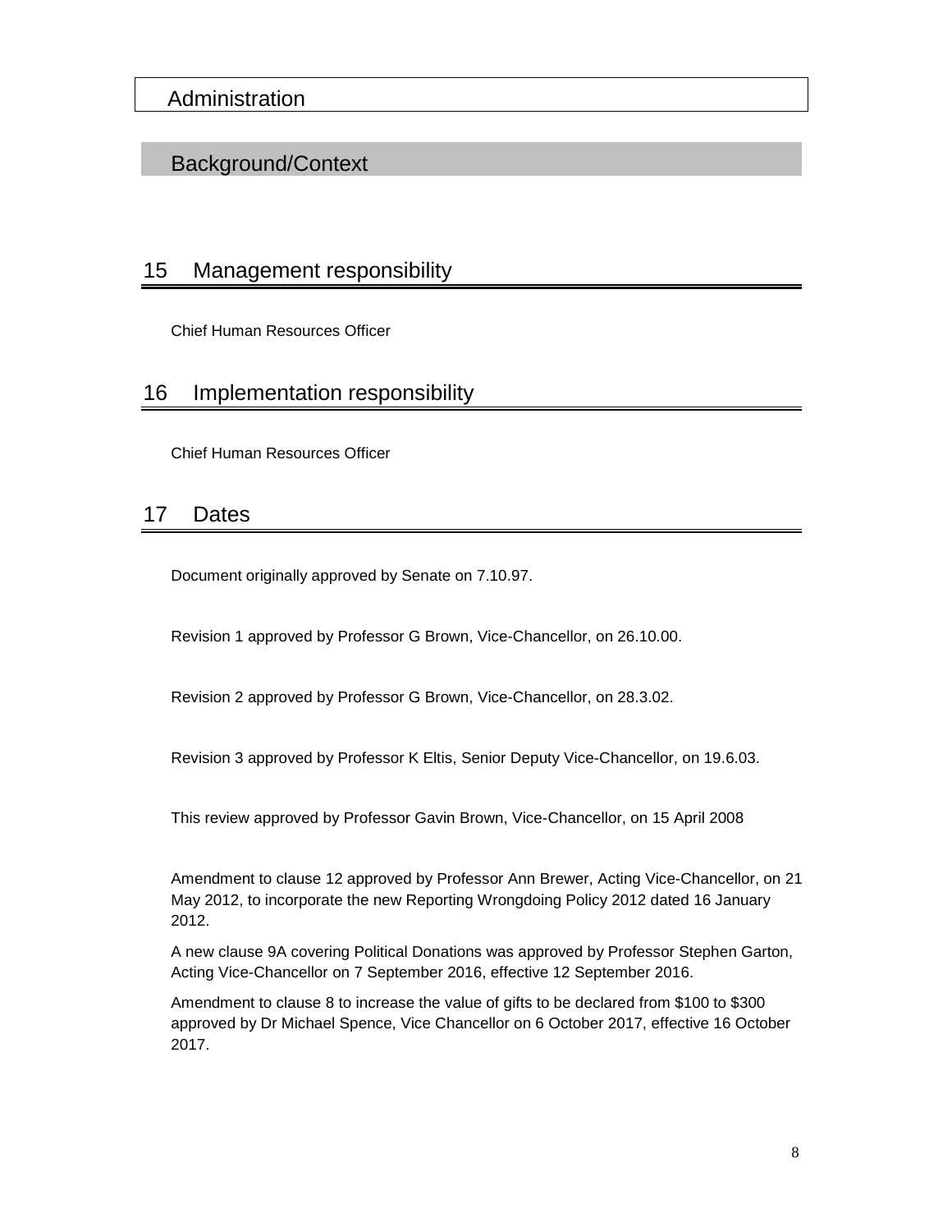# Administration

## Background/Context

## 15 Management responsibility

Chief Human Resources Officer

## 16 Implementation responsibility

Chief Human Resources Officer

## 17 Dates

Document originally approved by Senate on 7.10.97.

Revision 1 approved by Professor G Brown, Vice-Chancellor, on 26.10.00.

Revision 2 approved by Professor G Brown, Vice-Chancellor, on 28.3.02.

Revision 3 approved by Professor K Eltis, Senior Deputy Vice-Chancellor, on 19.6.03.

This review approved by Professor Gavin Brown, Vice-Chancellor, on 15 April 2008

Amendment to clause 12 approved by Professor Ann Brewer, Acting Vice-Chancellor, on 21 May 2012, to incorporate the new Reporting Wrongdoing Policy 2012 dated 16 January 2012.

A new clause 9A covering Political Donations was approved by Professor Stephen Garton, Acting Vice-Chancellor on 7 September 2016, effective 12 September 2016.

Amendment to clause 8 to increase the value of gifts to be declared from $100 to $300 approved by Dr Michael Spence, Vice Chancellor on 6 October 2017, effective 16 October 2017.